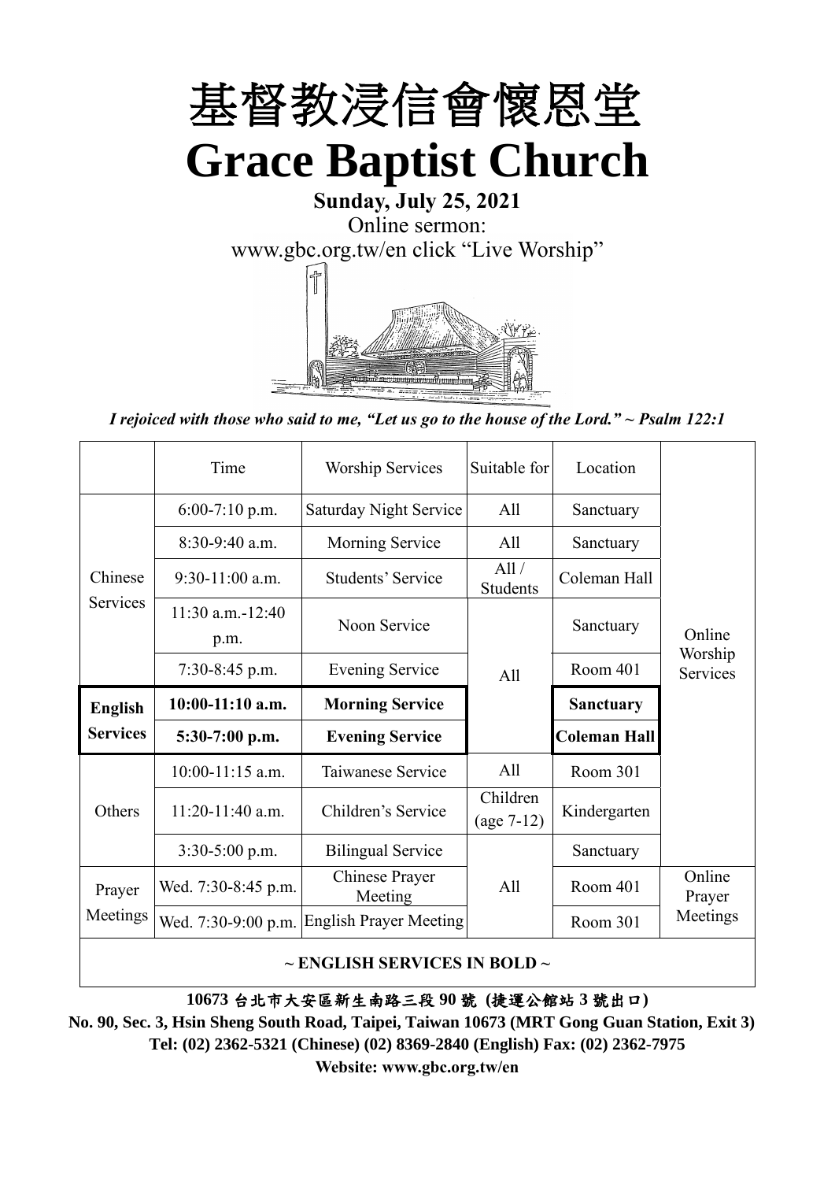# 基督教浸信會懷恩堂

# Grace Baptist Church

**Sunday, July 25, 2021**

Online sermon:

www.gbc.org.tw/en click "Live Worship"

*I rejoiced with those who said to me, "Let us go to the house of the Lord." ~ Psalm 122:1*

| | Time | Worship Services | Suitable for | Location | |
|---|---|---|---|---|---|
| Chinese Services | 6:00-7:10 p.m. | Saturday Night Service | All | Sanctuary | Online Worship Services |
| | 8:30-9:40 a.m. | Morning Service | All | Sanctuary | |
| | 9:30-11:00 a.m. | Students' Service | All / Students | Coleman Hall | |
| | 11:30 a.m.-12:40 p.m. | Noon Service | All | Sanctuary | |
| | 7:30-8:45 p.m. | Evening Service | | Room 401 | |
| **English Services** | **10:00-11:10 a.m.** | **Morning Service** | | **Sanctuary** | |
| | **5:30-7:00 p.m.** | **Evening Service** | | **Coleman Hall** | |
| Others | 10:00-11:15 a.m. | Taiwanese Service | All | Room 301 | |
| | 11:20-11:40 a.m. | Children's Service | Children (age 7-12) | Kindergarten | |
| | 3:30-5:00 p.m. | Bilingual Service | All | Sanctuary | |
| Prayer Meetings | Wed. 7:30-8:45 p.m. | Chinese Prayer Meeting | | Room 401 | Online Prayer Meetings |
| | Wed. 7:30-9:00 p.m. | English Prayer Meeting | | Room 301 | |

**~ ENGLISH SERVICES IN BOLD ~**

**10673 台北市大安區新生南路三段 90 號 (捷運公館站 3 號出口)**

**No. 90, Sec. 3, Hsin Sheng South Road, Taipei, Taiwan 10673 (MRT Gong Guan Station, Exit 3)**

**Tel: (02) 2362-5321 (Chinese) (02) 8369-2840 (English) Fax: (02) 2362-7975**

**Website: www.gbc.org.tw/en**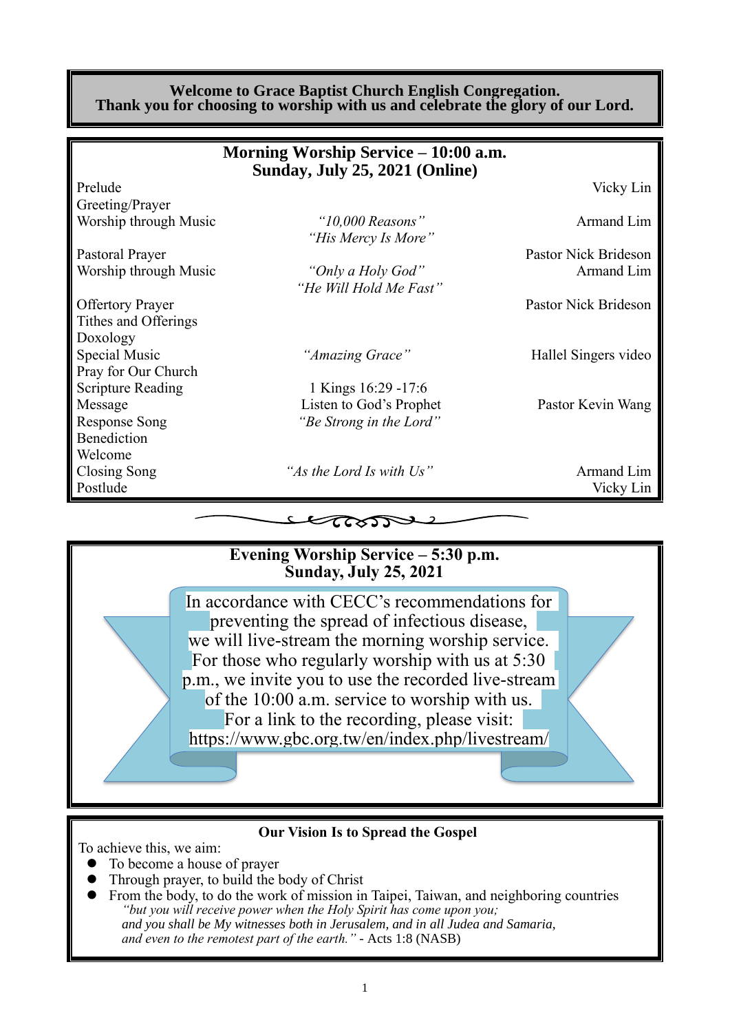**Welcome to Grace Baptist Church English Congregation.**
**Thank you for choosing to worship with us and celebrate the glory of our Lord.**

## Morning Worship Service – 10:00 a.m.
## Sunday, July 25, 2021 (Online)

| | | |
|---|---|---|
| Prelude | | Vicky Lin |
| Greeting/Prayer | | |
| Worship through Music | *"10,000 Reasons"* *"His Mercy Is More"* | Armand Lim |
| Pastoral Prayer | | Pastor Nick Brideson |
| Worship through Music | *"Only a Holy God"* *"He Will Hold Me Fast"* | Armand Lim |
| Offertory Prayer | | Pastor Nick Brideson |
| Tithes and Offerings | | |
| Doxology | | |
| Special Music | *"Amazing Grace"* | Hallel Singers video |
| Pray for Our Church | | |
| Scripture Reading | 1 Kings 16:29 -17:6 | |
| Message | Listen to God's Prophet | Pastor Kevin Wang |
| Response Song | *"Be Strong in the Lord"* | |
| Benediction | | |
| Welcome | | |
| Closing Song | *"As the Lord Is with Us"* | Armand Lim |
| Postlude | | Vicky Lin |

## Evening Worship Service – 5:30 p.m.
## Sunday, July 25, 2021

In accordance with CECC's recommendations for preventing the spread of infectious disease, we will live-stream the morning worship service. For those who regularly worship with us at 5:30 p.m., we invite you to use the recorded live-stream of the 10:00 a.m. service to worship with us. For a link to the recording, please visit: https://www.gbc.org.tw/en/index.php/livestream/

### Our Vision Is to Spread the Gospel

To achieve this, we aim:

- To become a house of prayer
- Through prayer, to build the body of Christ
- From the body, to do the work of mission in Taipei, Taiwan, and neighboring countries

*"but you will receive power when the Holy Spirit has come upon you; and you shall be My witnesses both in Jerusalem, and in all Judea and Samaria, and even to the remotest part of the earth."* - Acts 1:8 (NASB)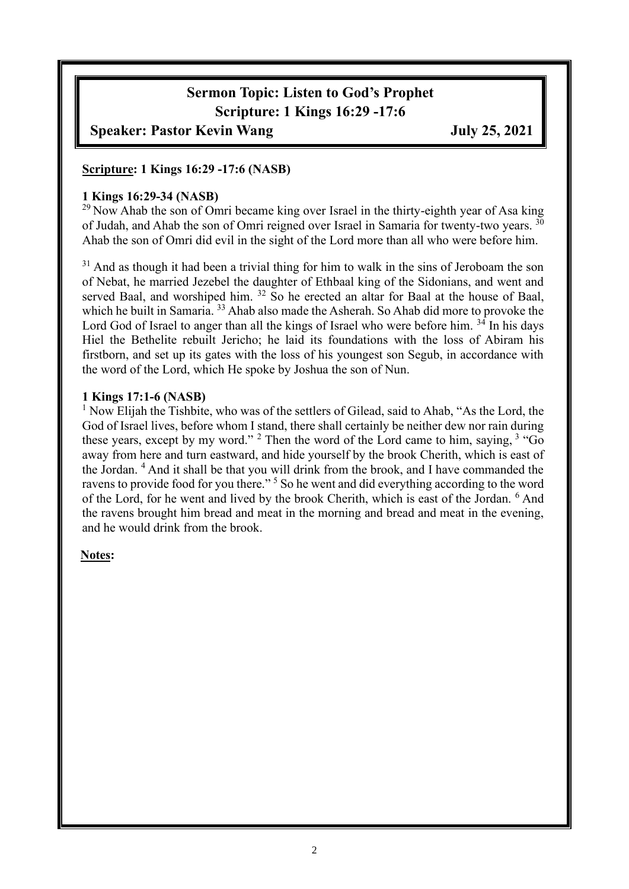# Sermon Topic: Listen to God's Prophet

## Scripture: 1 Kings 16:29 -17:6

**Speaker: Pastor Kevin Wang** **July 25, 2021**

**Scripture: 1 Kings 16:29 -17:6 (NASB)**

**1 Kings 16:29-34 (NASB)**

[29] Now Ahab the son of Omri became king over Israel in the thirty-eighth year of Asa king of Judah, and Ahab the son of Omri reigned over Israel in Samaria for twenty-two years. [30] Ahab the son of Omri did evil in the sight of the Lord more than all who were before him.

[31] And as though it had been a trivial thing for him to walk in the sins of Jeroboam the son of Nebat, he married Jezebel the daughter of Ethbaal king of the Sidonians, and went and served Baal, and worshiped him. [32] So he erected an altar for Baal at the house of Baal, which he built in Samaria. [33] Ahab also made the Asherah. So Ahab did more to provoke the Lord God of Israel to anger than all the kings of Israel who were before him. [34] In his days Hiel the Bethelite rebuilt Jericho; he laid its foundations with the loss of Abiram his firstborn, and set up its gates with the loss of his youngest son Segub, in accordance with the word of the Lord, which He spoke by Joshua the son of Nun.

**1 Kings 17:1-6 (NASB)**

[1] Now Elijah the Tishbite, who was of the settlers of Gilead, said to Ahab, "As the Lord, the God of Israel lives, before whom I stand, there shall certainly be neither dew nor rain during these years, except by my word." [2] Then the word of the Lord came to him, saying, [3] "Go away from here and turn eastward, and hide yourself by the brook Cherith, which is east of the Jordan. [4] And it shall be that you will drink from the brook, and I have commanded the ravens to provide food for you there." [5] So he went and did everything according to the word of the Lord, for he went and lived by the brook Cherith, which is east of the Jordan. [6] And the ravens brought him bread and meat in the morning and bread and meat in the evening, and he would drink from the brook.

**Notes:**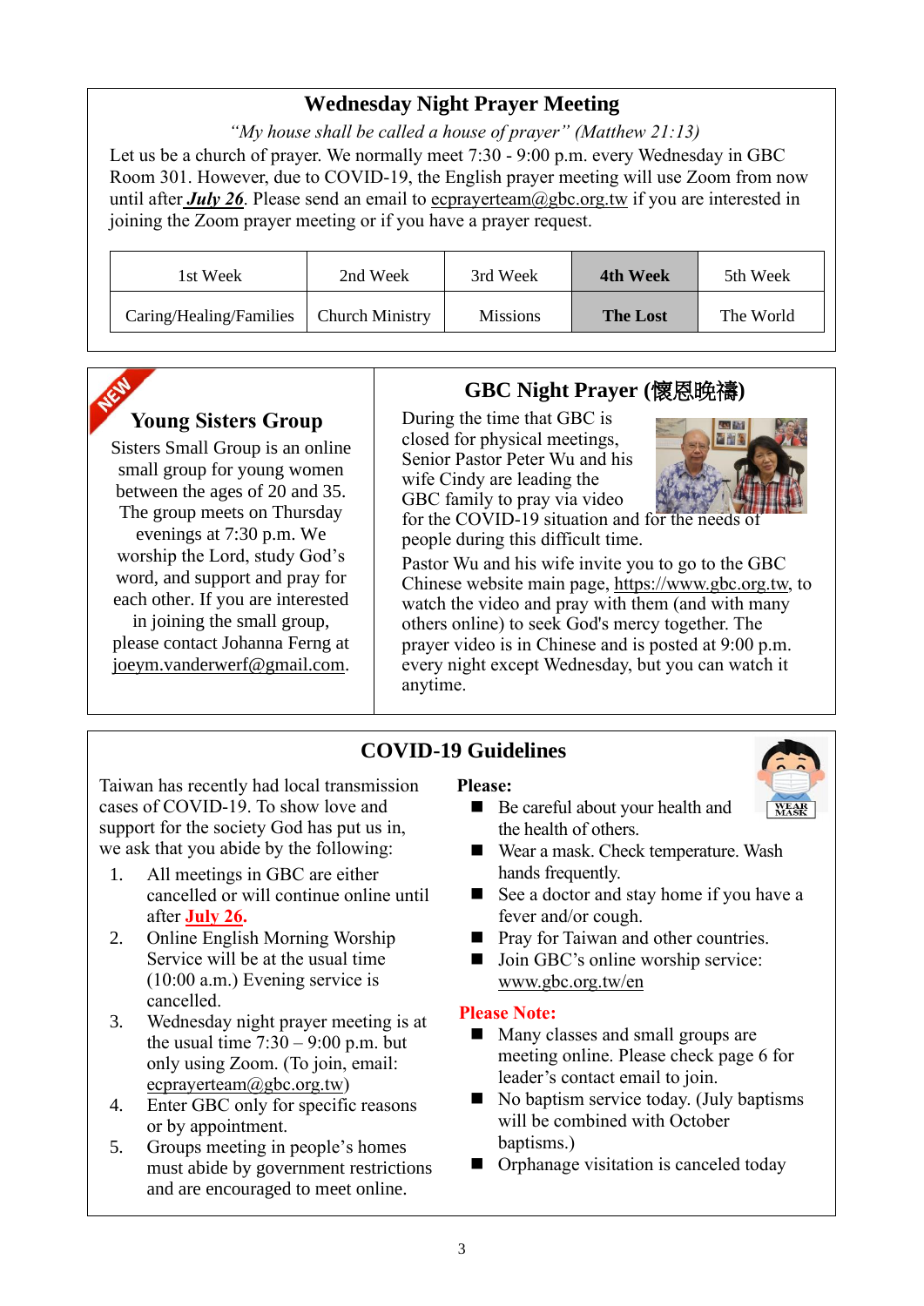## Wednesday Night Prayer Meeting

*"My house shall be called a house of prayer" (Matthew 21:13)*

Let us be a church of prayer. We normally meet 7:30 - 9:00 p.m. every Wednesday in GBC Room 301. However, due to COVID-19, the English prayer meeting will use Zoom from now until after ***July 26***. Please send an email to ecprayerteam@gbc.org.tw if you are interested in joining the Zoom prayer meeting or if you have a prayer request.

| 1st Week | 2nd Week | 3rd Week | **4th Week** | 5th Week |
|---|---|---|---|---|
| Caring/Healing/Families | Church Ministry | Missions | **The Lost** | The World |

## Young Sisters Group

Sisters Small Group is an online small group for young women between the ages of 20 and 35. The group meets on Thursday evenings at 7:30 p.m. We worship the Lord, study God's word, and support and pray for each other. If you are interested in joining the small group, please contact Johanna Ferng at joeym.vanderwerf@gmail.com.

## GBC Night Prayer (懷恩晚禱)

During the time that GBC is closed for physical meetings, Senior Pastor Peter Wu and his wife Cindy are leading the GBC family to pray via video for the COVID-19 situation and for the needs of people during this difficult time.

Pastor Wu and his wife invite you to go to the GBC Chinese website main page, https://www.gbc.org.tw, to watch the video and pray with them (and with many others online) to seek God's mercy together. The prayer video is in Chinese and is posted at 9:00 p.m. every night except Wednesday, but you can watch it anytime.

## COVID-19 Guidelines

Taiwan has recently had local transmission cases of COVID-19. To show love and support for the society God has put us in, we ask that you abide by the following:

1. All meetings in GBC are either cancelled or will continue online until after **July 26.**
2. Online English Morning Worship Service will be at the usual time (10:00 a.m.) Evening service is cancelled.
3. Wednesday night prayer meeting is at the usual time 7:30 – 9:00 p.m. but only using Zoom. (To join, email: ecprayerteam@gbc.org.tw)
4. Enter GBC only for specific reasons or by appointment.
5. Groups meeting in people's homes must abide by government restrictions and are encouraged to meet online.

**Please:**

- Be careful about your health and the health of others.
- Wear a mask. Check temperature. Wash hands frequently.
- See a doctor and stay home if you have a fever and/or cough.
- Pray for Taiwan and other countries.
- Join GBC's online worship service: www.gbc.org.tw/en

**Please Note:**

- Many classes and small groups are meeting online. Please check page 6 for leader's contact email to join.
- No baptism service today. (July baptisms will be combined with October baptisms.)
- Orphanage visitation is canceled today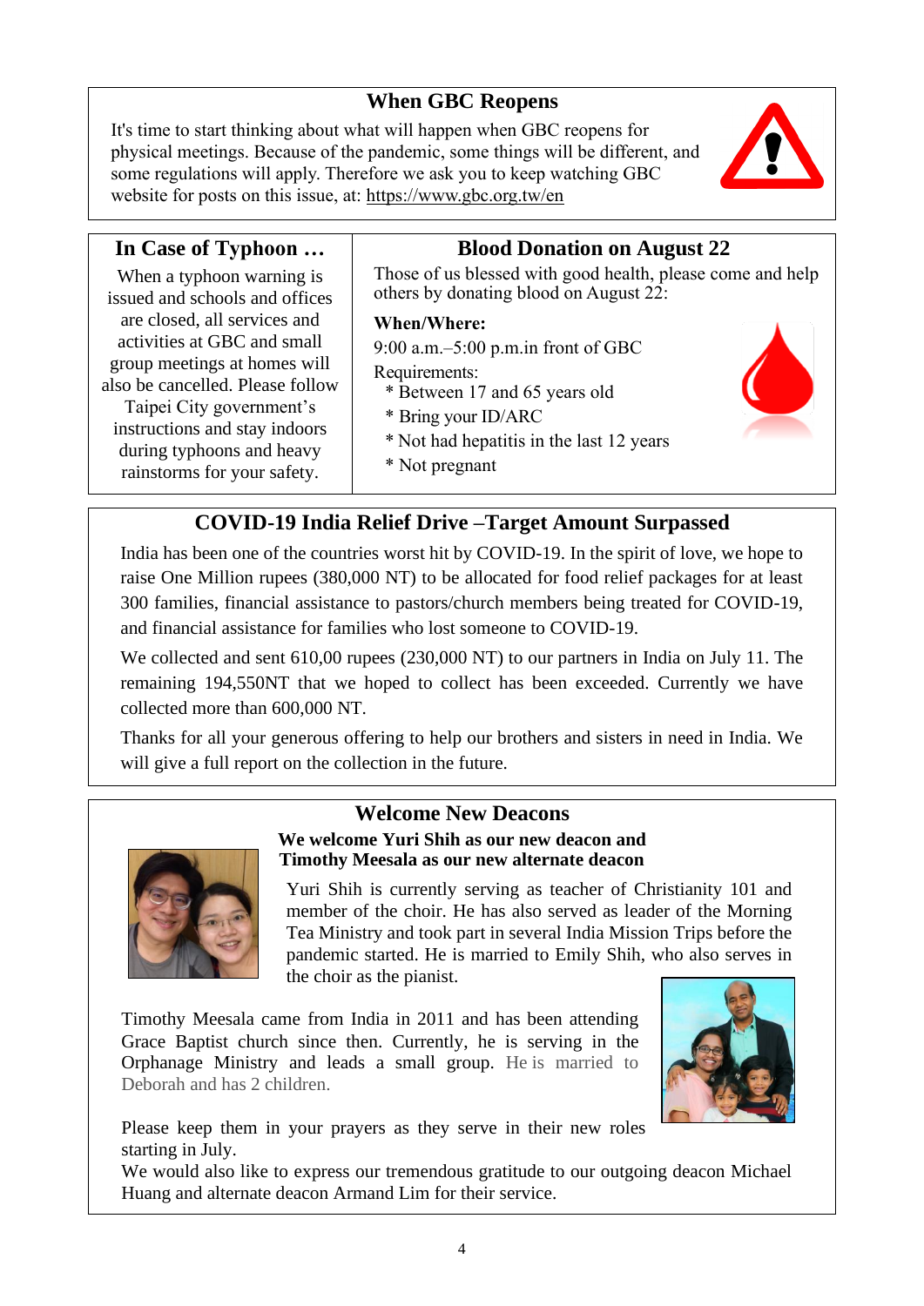## When GBC Reopens

It's time to start thinking about what will happen when GBC reopens for physical meetings. Because of the pandemic, some things will be different, and some regulations will apply. Therefore we ask you to keep watching GBC website for posts on this issue, at: https://www.gbc.org.tw/en

## In Case of Typhoon …

When a typhoon warning is issued and schools and offices are closed, all services and activities at GBC and small group meetings at homes will also be cancelled. Please follow Taipei City government's instructions and stay indoors during typhoons and heavy rainstorms for your safety.

## Blood Donation on August 22

Those of us blessed with good health, please come and help others by donating blood on August 22:

**When/Where:**

9:00 a.m.–5:00 p.m.in front of GBC

Requirements:

* Between 17 and 65 years old
* Bring your ID/ARC
* Not had hepatitis in the last 12 years
* Not pregnant

## COVID-19 India Relief Drive –Target Amount Surpassed

India has been one of the countries worst hit by COVID-19. In the spirit of love, we hope to raise One Million rupees (380,000 NT) to be allocated for food relief packages for at least 300 families, financial assistance to pastors/church members being treated for COVID-19, and financial assistance for families who lost someone to COVID-19.

We collected and sent 610,00 rupees (230,000 NT) to our partners in India on July 11. The remaining 194,550NT that we hoped to collect has been exceeded. Currently we have collected more than 600,000 NT.

Thanks for all your generous offering to help our brothers and sisters in need in India. We will give a full report on the collection in the future.

## Welcome New Deacons

**We welcome Yuri Shih as our new deacon and Timothy Meesala as our new alternate deacon**

Yuri Shih is currently serving as teacher of Christianity 101 and member of the choir. He has also served as leader of the Morning Tea Ministry and took part in several India Mission Trips before the pandemic started. He is married to Emily Shih, who also serves in the choir as the pianist.

Timothy Meesala came from India in 2011 and has been attending Grace Baptist church since then. Currently, he is serving in the Orphanage Ministry and leads a small group. He is married to Deborah and has 2 children.

Please keep them in your prayers as they serve in their new roles starting in July.

We would also like to express our tremendous gratitude to our outgoing deacon Michael Huang and alternate deacon Armand Lim for their service.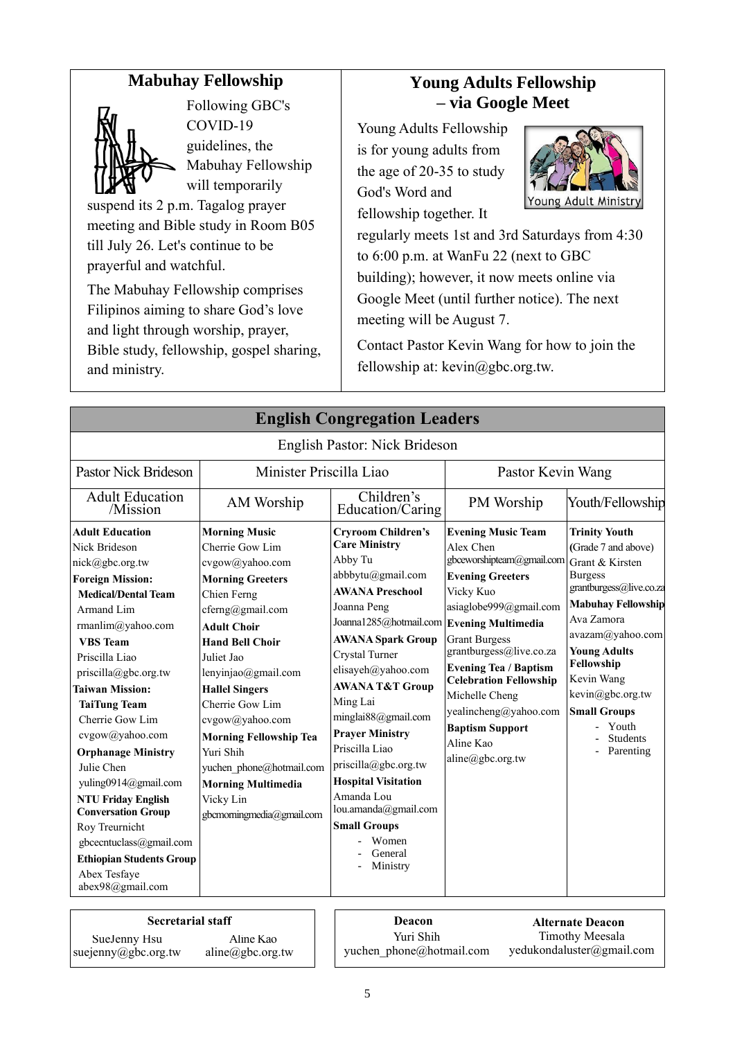## Mabuhay Fellowship

Following GBC's COVID-19 guidelines, the Mabuhay Fellowship will temporarily suspend its 2 p.m. Tagalog prayer meeting and Bible study in Room B05 till July 26. Let's continue to be prayerful and watchful.

The Mabuhay Fellowship comprises Filipinos aiming to share God's love and light through worship, prayer, Bible study, fellowship, gospel sharing, and ministry.

## Young Adults Fellowship – via Google Meet

Young Adults Fellowship is for young adults from the age of 20-35 to study God's Word and fellowship together. It regularly meets 1st and 3rd Saturdays from 4:30 to 6:00 p.m. at WanFu 22 (next to GBC building); however, it now meets online via Google Meet (until further notice). The next meeting will be August 7.

Contact Pastor Kevin Wang for how to join the fellowship at: kevin@gbc.org.tw.

## English Congregation Leaders

English Pastor: Nick Brideson

| Pastor Nick Brideson | Minister Priscilla Liao | | Pastor Kevin Wang | |
|---|---|---|---|---|
| Adult Education /Mission | AM Worship | Children's Education/Caring | PM Worship | Youth/Fellowship |
| **Adult Education**<br>Nick Brideson<br>nick@gbc.org.tw<br>**Foreign Mission:**<br>**Medical/Dental Team**<br>Armand Lim<br>rmanlim@yahoo.com<br>**VBS Team**<br>Priscilla Liao<br>priscilla@gbc.org.tw<br>**Taiwan Mission:**<br>**TaiTung Team**<br>Cherrie Gow Lim<br>cvgow@yahoo.com<br>**Orphanage Ministry**<br>Julie Chen<br>yuling0914@gmail.com<br>**NTU Friday English Conversation Group**<br>Roy Treurnicht<br>gbcecntuclass@gmail.com<br>**Ethiopian Students Group**<br>Abex Tesfaye<br>abex98@gmail.com | **Morning Music**<br>Cherrie Gow Lim<br>cvgow@yahoo.com<br>**Morning Greeters**<br>Chien Ferng<br>cferng@gmail.com<br>**Adult Choir**<br>**Hand Bell Choir**<br>Juliet Jao<br>lenyinjao@gmail.com<br>**Hallel Singers**<br>Cherrie Gow Lim<br>cvgow@yahoo.com<br>**Morning Fellowship Tea**<br>Yuri Shih<br>yuchen_phone@hotmail.com<br>**Morning Multimedia**<br>Vicky Lin<br>gbcmorningmedia@gmail.com | **Cryroom Children's Care Ministry**<br>Abby Tu<br>abbbytu@gmail.com<br>**AWANA Preschool**<br>Joanna Peng<br>Joanna1285@hotmail.com<br>**AWANA Spark Group**<br>Crystal Turner<br>elisayeh@yahoo.com<br>**AWANA T&T Group**<br>Ming Lai<br>minglai88@gmail.com<br>**Prayer Ministry**<br>Priscilla Liao<br>priscilla@gbc.org.tw<br>**Hospital Visitation**<br>Amanda Lou<br>lou.amanda@gmail.com<br>**Small Groups**<br>- Women<br>- General<br>- Ministry | **Evening Music Team**<br>Alex Chen<br>gbceworshipteam@gmail.com<br>**Evening Greeters**<br>Vicky Kuo<br>asiaglobe999@gmail.com<br>**Evening Multimedia**<br>Grant Burgess<br>grantburgess@live.co.za<br>**Evening Tea / Baptism Celebration Fellowship**<br>Michelle Cheng<br>yealincheng@yahoo.com<br>**Baptism Support**<br>Aline Kao<br>aline@gbc.org.tw | **Trinity Youth** (Grade 7 and above)<br>Grant & Kirsten Burgess<br>grantburgess@live.co.za<br>**Mabuhay Fellowship**<br>Ava Zamora<br>avazam@yahoo.com<br>**Young Adults Fellowship**<br>Kevin Wang<br>kevin@gbc.org.tw<br>**Small Groups**<br>- Youth<br>- Students<br>- Parenting |

**Secretarial staff**
SueJenny Hsu — suejenny@gbc.org.tw
Aline Kao — aline@gbc.org.tw

**Deacon**
Yuri Shih — yuchen_phone@hotmail.com

**Alternate Deacon**
Timothy Meesala — yedukondaluster@gmail.com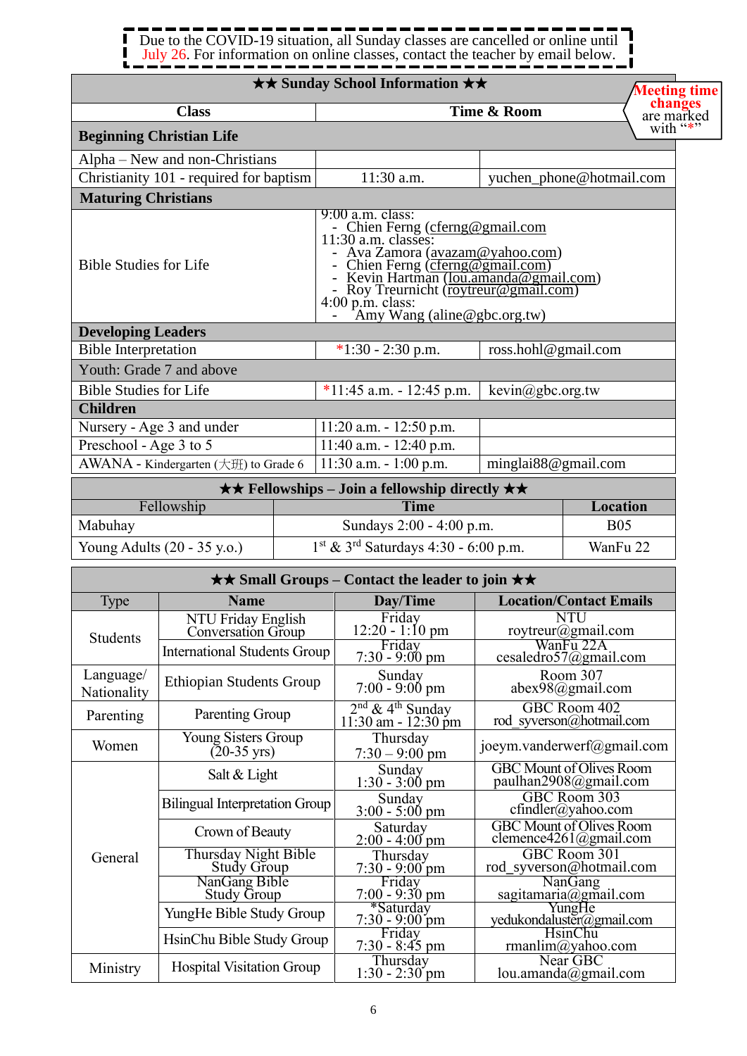Due to the COVID-19 situation, all Sunday classes are cancelled or online until July 26. For information on online classes, contact the teacher by email below.

## ★★ Sunday School Information ★★

Meeting time changes are marked with "*"

| Class | Time & Room | |
|---|---|---|
| **Beginning Christian Life** | | |
| Alpha – New and non-Christians | | |
| Christianity 101 - required for baptism | 11:30 a.m. | yuchen_phone@hotmail.com |
| **Maturing Christians** | | |
| Bible Studies for Life | 9:00 a.m. class: - Chien Ferng (cferng@gmail.com<br>11:30 a.m. classes: - Ava Zamora (avazam@yahoo.com) - Chien Ferng (cferng@gmail.com) - Kevin Hartman (lou.amanda@gmail.com) - Roy Treurnicht (roytreur@gmail.com)<br>4:00 p.m. class: - Amy Wang (aline@gbc.org.tw) | |
| **Developing Leaders** | | |
| Bible Interpretation | *1:30 - 2:30 p.m. | ross.hohl@gmail.com |
| Youth: Grade 7 and above | | |
| Bible Studies for Life | *11:45 a.m. - 12:45 p.m. | kevin@gbc.org.tw |
| **Children** | | |
| Nursery - Age 3 and under | 11:20 a.m. - 12:50 p.m. | |
| Preschool - Age 3 to 5 | 11:40 a.m. - 12:40 p.m. | |
| AWANA - Kindergarten (大班) to Grade 6 | 11:30 a.m. - 1:00 p.m. | minglai88@gmail.com |

## ★★ Fellowships – Join a fellowship directly ★★

| Fellowship | Time | Location |
|---|---|---|
| Mabuhay | Sundays 2:00 - 4:00 p.m. | B05 |
| Young Adults (20 - 35 y.o.) | 1st & 3rd Saturdays 4:30 - 6:00 p.m. | WanFu 22 |

## ★★ Small Groups – Contact the leader to join ★★

| Type | Name | Day/Time | Location/Contact Emails |
|---|---|---|---|
| Students | NTU Friday English Conversation Group | Friday 12:20 - 1:10 pm | NTU roytreur@gmail.com |
| | International Students Group | Friday 7:30 - 9:00 pm | WanFu 22A cesaledro57@gmail.com |
| Language/ Nationality | Ethiopian Students Group | Sunday 7:00 - 9:00 pm | Room 307 abex98@gmail.com |
| Parenting | Parenting Group | 2nd & 4th Sunday 11:30 am - 12:30 pm | GBC Room 402 rod_syverson@hotmail.com |
| Women | Young Sisters Group (20-35 yrs) | Thursday 7:30 – 9:00 pm | joeym.vanderwerf@gmail.com |
| General | Salt & Light | Sunday 1:30 - 3:00 pm | GBC Mount of Olives Room paulhan2908@gmail.com |
| | Bilingual Interpretation Group | Sunday 3:00 - 5:00 pm | GBC Room 303 cfindler@yahoo.com |
| | Crown of Beauty | Saturday 2:00 - 4:00 pm | GBC Mount of Olives Room clemence4261@gmail.com |
| | Thursday Night Bible Study Group | Thursday 7:30 - 9:00 pm | GBC Room 301 rod_syverson@hotmail.com |
| | NanGang Bible Study Group | Friday 7:00 - 9:30 pm | NanGang sagitamaria@gmail.com |
| | YungHe Bible Study Group | *Saturday 7:30 - 9:00 pm | YungHe yedukondaluster@gmail.com |
| | HsinChu Bible Study Group | Friday 7:30 - 8:45 pm | HsinChu rmanlim@yahoo.com |
| Ministry | Hospital Visitation Group | Thursday 1:30 - 2:30 pm | Near GBC lou.amanda@gmail.com |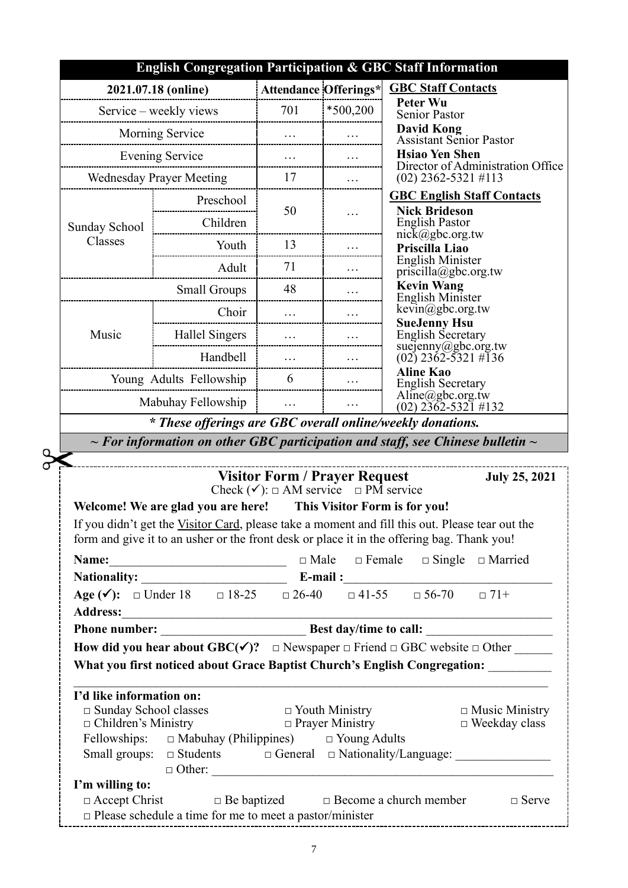## English Congregation Participation & GBC Staff Information

| 2021.07.18 (online) | | Attendance | Offerings* |
|---|---|---|---|
| Service – weekly views | | 701 | *500,200 |
| Morning Service | | … | … |
| Evening Service | | … | … |
| Wednesday Prayer Meeting | | 17 | … |
| Sunday School Classes | Preschool | 50 | … |
| | Children | | |
| | Youth | 13 | … |
| | Adult | 71 | … |
| Small Groups | | 48 | … |
| Music | Choir | … | … |
| | Hallel Singers | … | … |
| | Handbell | … | … |
| Young Adults Fellowship | | 6 | … |
| Mabuhay Fellowship | | … | … |

**GBC Staff Contacts**

**Peter Wu**
Senior Pastor

**David Kong**
Assistant Senior Pastor

**Hsiao Yen Shen**
Director of Administration Office
(02) 2362-5321 #113

**GBC English Staff Contacts**

**Nick Brideson**
English Pastor
nick@gbc.org.tw

**Priscilla Liao**
English Minister
priscilla@gbc.org.tw

**Kevin Wang**
English Minister
kevin@gbc.org.tw

**SueJenny Hsu**
English Secretary
suejenny@gbc.org.tw
(02) 2362-5321 #136

**Aline Kao**
English Secretary
Aline@gbc.org.tw
(02) 2362-5321 #132

***\* These offerings are GBC overall online/weekly donations.***

***~ For information on other GBC participation and staff, see Chinese bulletin ~***

---

### Visitor Form / Prayer Request

**July 25, 2021**

Check (✓): □ AM service □ PM service

**Welcome! We are glad you are here! This Visitor Form is for you!**

If you didn't get the Visitor Card, please take a moment and fill this out. Please tear out the form and give it to an usher or the front desk or place it in the offering bag. Thank you!

**Name:**____________________________ □ Male □ Female □ Single □ Married

**Nationality:** ________________________ **E-mail :**________________________________

**Age (✓):** □ Under 18 □ 18-25 □ 26-40 □ 41-55 □ 56-70 □ 71+

**Address:**__________________________________________________________________

**Phone number:** _______________________ **Best day/time to call:** ____________________

**How did you hear about GBC(✓)?** □ Newspaper □ Friend □ GBC website □ Other ______

**What you first noticed about Grace Baptist Church's English Congregation:** __________

______________________________________________________________________________

**I'd like information on:**

□ Sunday School classes □ Youth Ministry □ Music Ministry
□ Children's Ministry □ Prayer Ministry □ Weekday class

Fellowships: □ Mabuhay (Philippines) □ Young Adults

Small groups: □ Students □ General □ Nationality/Language: _______________

□ Other: ________________________________________________________

**I'm willing to:**

□ Accept Christ □ Be baptized □ Become a church member □ Serve

□ Please schedule a time for me to meet a pastor/minister